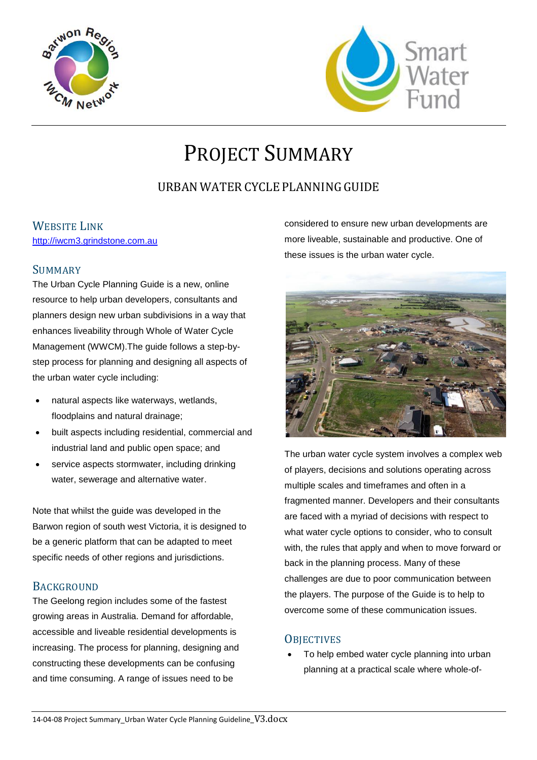# Project Summary

## Urban Water Cycle Planning Guide

### Website Link

http://iwcm3.grindstone.com.au

### Summary

The Urban Cycle Planning Guide is a new, online resource to help urban developers, consultants and planners design new urban subdivisions in a way that enhances liveability through Whole of Water Cycle Management (WWCM).The guide follows a step-by-step process for planning and designing all aspects of the urban water cycle including:

- natural aspects like waterways, wetlands, floodplains and natural drainage;
- built aspects including residential, commercial and industrial land and public open space; and
- service aspects stormwater, including drinking water, sewerage and alternative water.

Note that whilst the guide was developed in the Barwon region of south west Victoria, it is designed to be a generic platform that can be adapted to meet specific needs of other regions and jurisdictions.

### Background

The Geelong region includes some of the fastest growing areas in Australia. Demand for affordable, accessible and liveable residential developments is increasing. The process for planning, designing and constructing these developments can be confusing and time consuming. A range of issues need to be considered to ensure new urban developments are more liveable, sustainable and productive. One of these issues is the urban water cycle.

The urban water cycle system involves a complex web of players, decisions and solutions operating across multiple scales and timeframes and often in a fragmented manner. Developers and their consultants are faced with a myriad of decisions with respect to what water cycle options to consider, who to consult with, the rules that apply and when to move forward or back in the planning process. Many of these challenges are due to poor communication between the players. The purpose of the Guide is to help to overcome some of these communication issues.

### Objectives

- To help embed water cycle planning into urban planning at a practical scale where whole-of-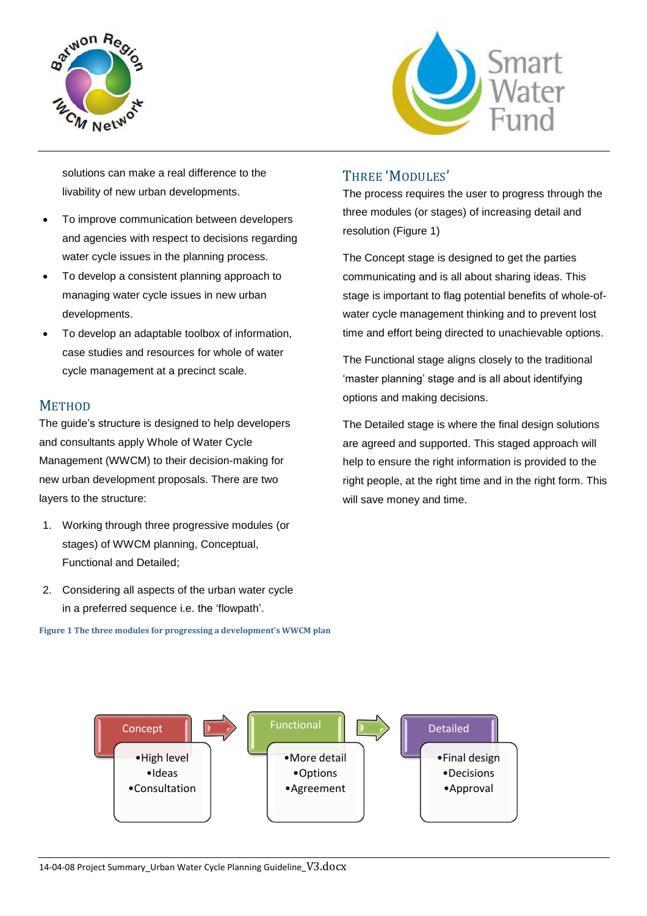solutions can make a real difference to the livability of new urban developments.

- To improve communication between developers and agencies with respect to decisions regarding water cycle issues in the planning process.
- To develop a consistent planning approach to managing water cycle issues in new urban developments.
- To develop an adaptable toolbox of information, case studies and resources for whole of water cycle management at a precinct scale.

## Method

The guide's structure is designed to help developers and consultants apply Whole of Water Cycle Management (WWCM) to their decision-making for new urban development proposals. There are two layers to the structure:

1. Working through three progressive modules (or stages) of WWCM planning, Conceptual, Functional and Detailed;
2. Considering all aspects of the urban water cycle in a preferred sequence i.e. the 'flowpath'.

## Three 'Modules'

The process requires the user to progress through the three modules (or stages) of increasing detail and resolution (Figure 1)

The Concept stage is designed to get the parties communicating and is all about sharing ideas. This stage is important to flag potential benefits of whole-of-water cycle management thinking and to prevent lost time and effort being directed to unachievable options.

The Functional stage aligns closely to the traditional 'master planning' stage and is all about identifying options and making decisions.

The Detailed stage is where the final design solutions are agreed and supported. This staged approach will help to ensure the right information is provided to the right people, at the right time and in the right form. This will save money and time.

**Figure 1 The three modules for progressing a development's WWCM plan**

Concept
- High level
- Ideas
- Consultation

Functional
- More detail
- Options
- Agreement

Detailed
- Final design
- Decisions
- Approval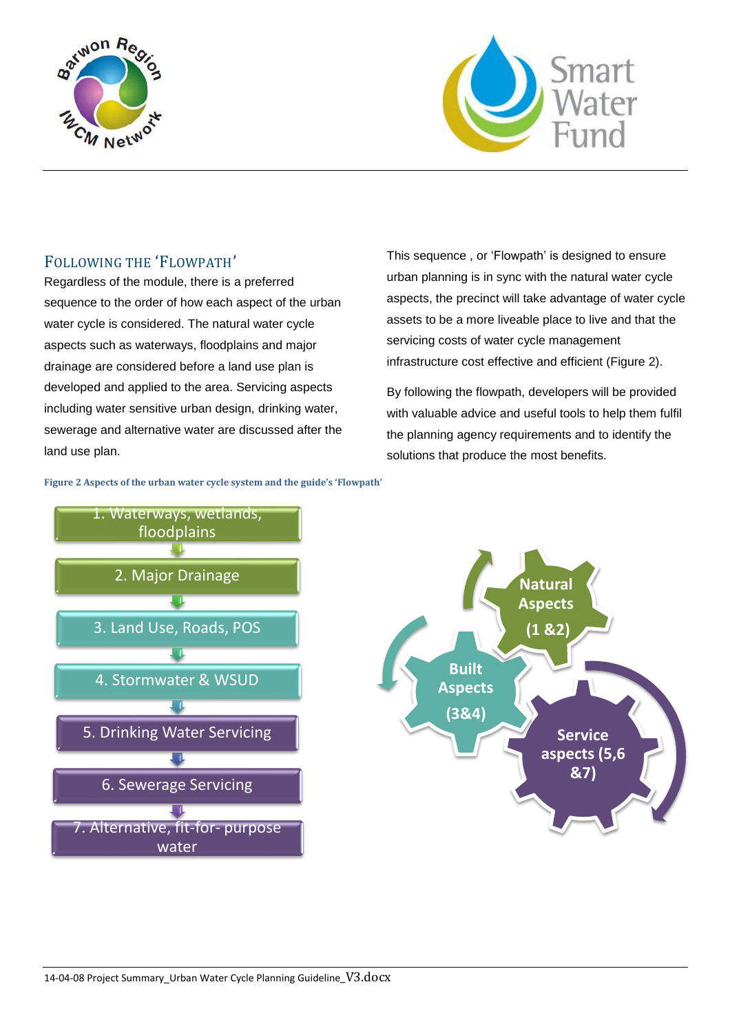## Following the 'Flowpath'

Regardless of the module, there is a preferred sequence to the order of how each aspect of the urban water cycle is considered. The natural water cycle aspects such as waterways, floodplains and major drainage are considered before a land use plan is developed and applied to the area. Servicing aspects including water sensitive urban design, drinking water, sewerage and alternative water are discussed after the land use plan.

This sequence , or 'Flowpath' is designed to ensure urban planning is in sync with the natural water cycle aspects, the precinct will take advantage of water cycle assets to be a more liveable place to live and that the servicing costs of water cycle management infrastructure cost effective and efficient (Figure 2).

By following the flowpath, developers will be provided with valuable advice and useful tools to help them fulfil the planning agency requirements and to identify the solutions that produce the most benefits.

**Figure 2 Aspects of the urban water cycle system and the guide's 'Flowpath'**

1. Waterways, wetlands, floodplains
2. Major Drainage
3. Land Use, Roads, POS
4. Stormwater & WSUD
5. Drinking Water Servicing
6. Sewerage Servicing
7. Alternative, fit-for- purpose water

Natural Aspects (1 &2)

Built Aspects (3&4)

Service aspects (5,6 &7)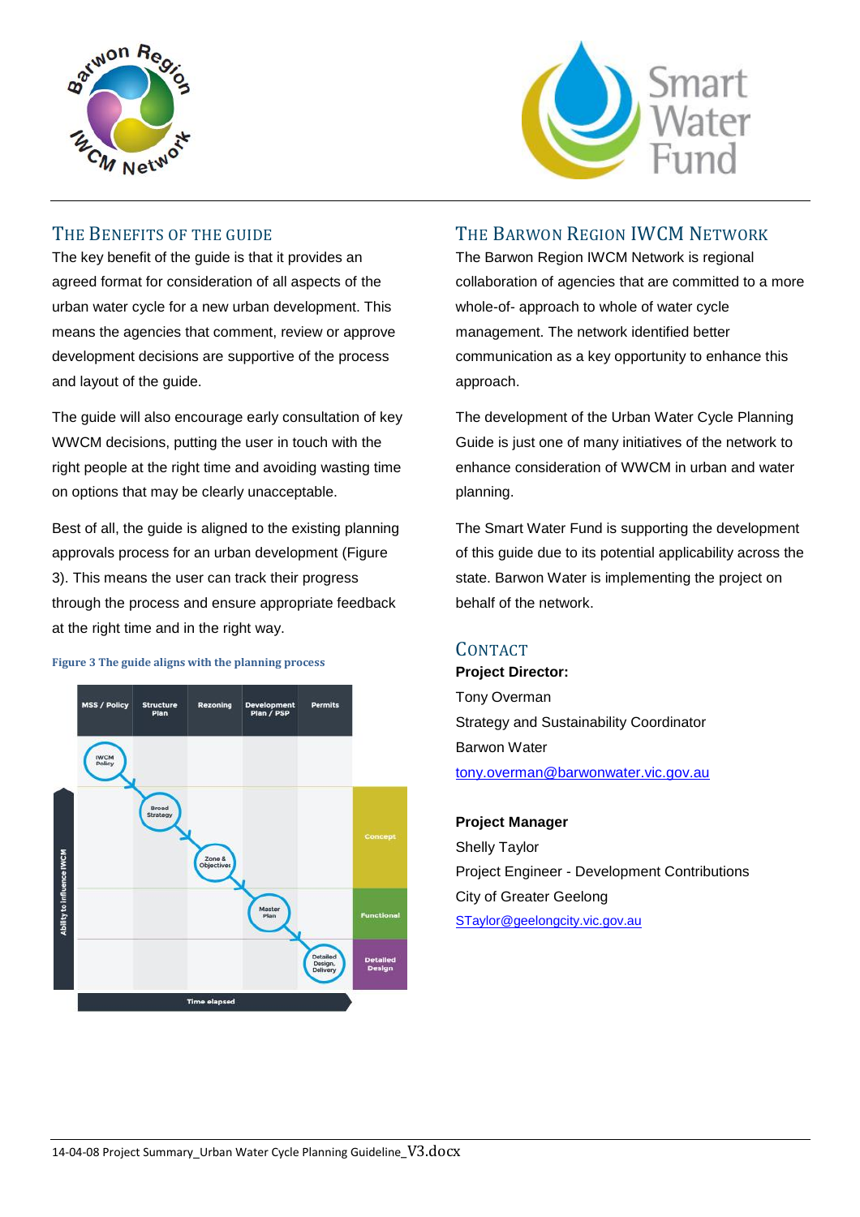## THE BENEFITS OF THE GUIDE

The key benefit of the guide is that it provides an agreed format for consideration of all aspects of the urban water cycle for a new urban development. This means the agencies that comment, review or approve development decisions are supportive of the process and layout of the guide.

The guide will also encourage early consultation of key WWCM decisions, putting the user in touch with the right people at the right time and avoiding wasting time on options that may be clearly unacceptable.

Best of all, the guide is aligned to the existing planning approvals process for an urban development (Figure 3). This means the user can track their progress through the process and ensure appropriate feedback at the right time and in the right way.

**Figure 3 The guide aligns with the planning process**

MSS / Policy
Structure Plan
Rezoning
Development Plan / PSP
Permits
IWCM Policy
Broad Strategy
Zone & Objectives
Master Plan
Detailed Design, Delivery
Concept
Functional
Detailed Design
Ability to influence IWCM
Time elapsed

## THE BARWON REGION IWCM NETWORK

The Barwon Region IWCM Network is regional collaboration of agencies that are committed to a more whole-of- approach to whole of water cycle management. The network identified better communication as a key opportunity to enhance this approach.

The development of the Urban Water Cycle Planning Guide is just one of many initiatives of the network to enhance consideration of WWCM in urban and water planning.

The Smart Water Fund is supporting the development of this guide due to its potential applicability across the state. Barwon Water is implementing the project on behalf of the network.

## CONTACT

**Project Director:**
Tony Overman
Strategy and Sustainability Coordinator
Barwon Water
tony.overman@barwonwater.vic.gov.au

**Project Manager**
Shelly Taylor
Project Engineer - Development Contributions
City of Greater Geelong
STaylor@geelongcity.vic.gov.au